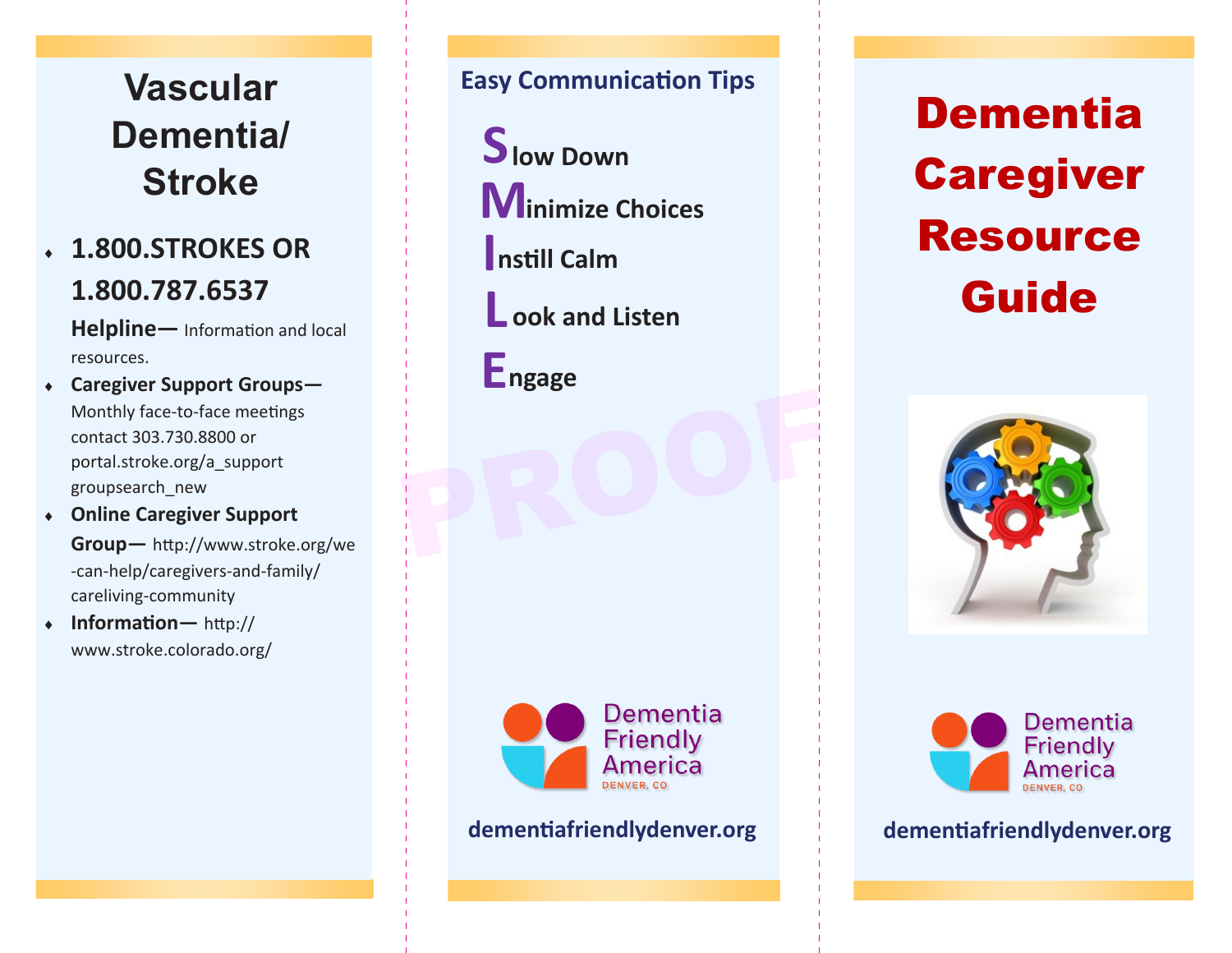# Vascular Dementia/ Stroke

- **1.800.STROKES OR 1.800.787.6537**
  **Helpline—** Information and local resources.
- **Caregiver Support Groups—** Monthly face-to-face meetings contact 303.730.8800 or portal.stroke.org/a_support groupsearch_new
- **Online Caregiver Support Group—** http://www.stroke.org/we-can-help/caregivers-and-family/careliving-community
- **Information—** http://www.stroke.colorado.org/

## Easy Communication Tips

**S**low Down

**M**inimize Choices

**I**nstill Calm

**L**ook and Listen

**E**ngage

PROOF

Dementia Friendly America
DENVER, CO

dementiafriendlydenver.org

# Dementia Caregiver Resource Guide

Dementia Friendly America
DENVER, CO

dementiafriendlydenver.org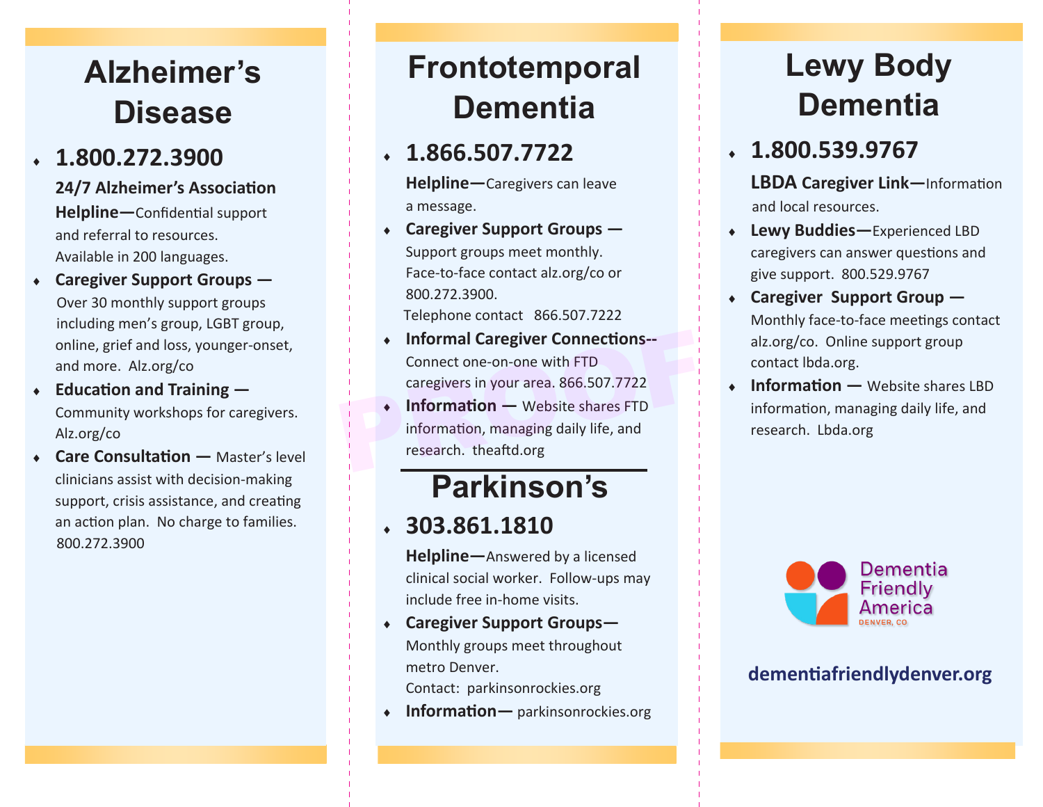# Alzheimer's Disease

- **1.800.272.3900**
  **24/7 Alzheimer's Association Helpline—**Confidential support and referral to resources. Available in 200 languages.
- **Caregiver Support Groups —** Over 30 monthly support groups including men's group, LGBT group, online, grief and loss, younger-onset, and more. Alz.org/co
- **Education and Training —** Community workshops for caregivers. Alz.org/co
- **Care Consultation —** Master's level clinicians assist with decision-making support, crisis assistance, and creating an action plan. No charge to families. 800.272.3900

# Frontotemporal Dementia

- **1.866.507.7722**
  **Helpline—**Caregivers can leave a message.
- **Caregiver Support Groups —** Support groups meet monthly. Face-to-face contact alz.org/co or 800.272.3900.
  Telephone contact 866.507.7222
- **Informal Caregiver Connections--** Connect one-on-one with FTD caregivers in your area. 866.507.7722
- **Information —** Website shares FTD information, managing daily life, and research. theaftd.org

# Parkinson's

- **303.861.1810**
  **Helpline—**Answered by a licensed clinical social worker. Follow-ups may include free in-home visits.
- **Caregiver Support Groups—** Monthly groups meet throughout metro Denver.
  Contact: parkinsonrockies.org
- **Information—** parkinsonrockies.org

# Lewy Body Dementia

- **1.800.539.9767**
  **LBDA Caregiver Link—**Information and local resources.
- **Lewy Buddies—**Experienced LBD caregivers can answer questions and give support. 800.529.9767
- **Caregiver Support Group —** Monthly face-to-face meetings contact alz.org/co. Online support group contact lbda.org.
- **Information —** Website shares LBD information, managing daily life, and research. Lbda.org

Dementia Friendly America
DENVER, CO

**dementiafriendlydenver.org**